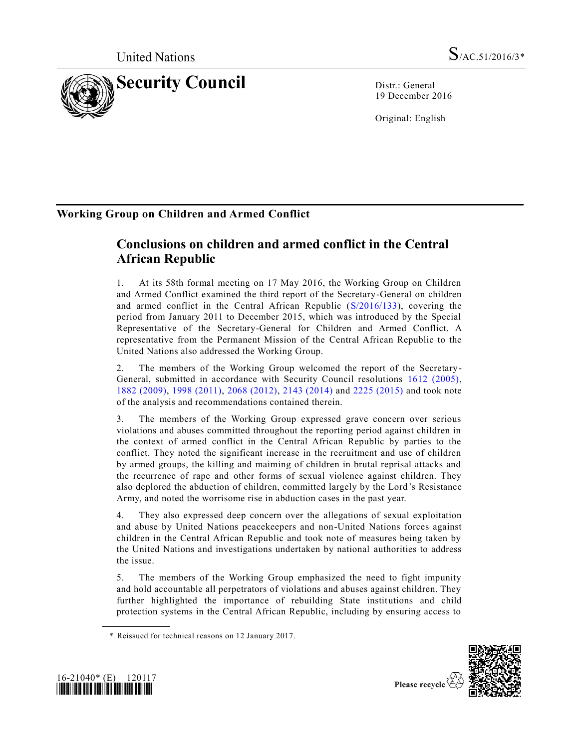United Nations

S/AC.51/2016/3*

# Security Council

Distr.: General
19 December 2016

Original: English

## Working Group on Children and Armed Conflict

### Conclusions on children and armed conflict in the Central African Republic

1. At its 58th formal meeting on 17 May 2016, the Working Group on Children and Armed Conflict examined the third report of the Secretary-General on children and armed conflict in the Central African Republic (S/2016/133), covering the period from January 2011 to December 2015, which was introduced by the Special Representative of the Secretary-General for Children and Armed Conflict. A representative from the Permanent Mission of the Central African Republic to the United Nations also addressed the Working Group.

2. The members of the Working Group welcomed the report of the Secretary-General, submitted in accordance with Security Council resolutions 1612 (2005), 1882 (2009), 1998 (2011), 2068 (2012), 2143 (2014) and 2225 (2015) and took note of the analysis and recommendations contained therein.

3. The members of the Working Group expressed grave concern over serious violations and abuses committed throughout the reporting period against children in the context of armed conflict in the Central African Republic by parties to the conflict. They noted the significant increase in the recruitment and use of children by armed groups, the killing and maiming of children in brutal reprisal attacks and the recurrence of rape and other forms of sexual violence against children. They also deplored the abduction of children, committed largely by the Lord's Resistance Army, and noted the worrisome rise in abduction cases in the past year.

4. They also expressed deep concern over the allegations of sexual exploitation and abuse by United Nations peacekeepers and non-United Nations forces against children in the Central African Republic and took note of measures being taken by the United Nations and investigations undertaken by national authorities to address the issue.

5. The members of the Working Group emphasized the need to fight impunity and hold accountable all perpetrators of violations and abuses against children. They further highlighted the importance of rebuilding State institutions and child protection systems in the Central African Republic, including by ensuring access to

\* Reissued for technical reasons on 12 January 2017.

16-21040* (E) 120117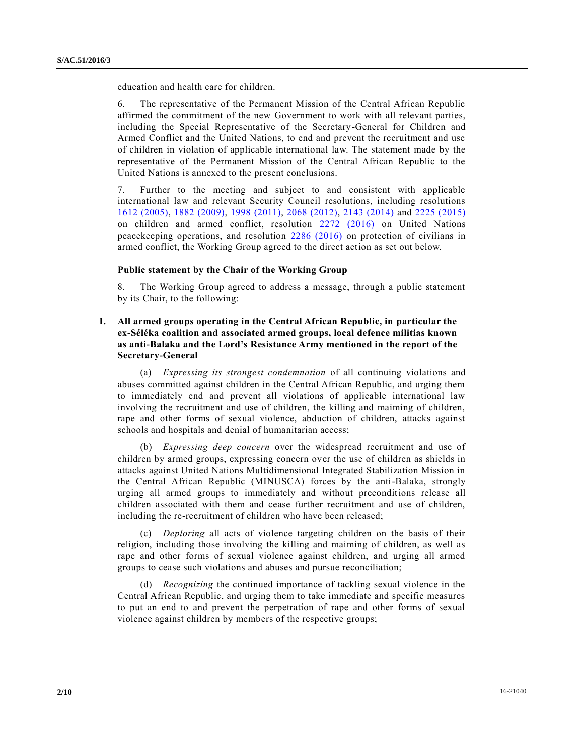education and health care for children.

6. The representative of the Permanent Mission of the Central African Republic affirmed the commitment of the new Government to work with all relevant parties, including the Special Representative of the Secretary-General for Children and Armed Conflict and the United Nations, to end and prevent the recruitment and use of children in violation of applicable international law. The statement made by the representative of the Permanent Mission of the Central African Republic to the United Nations is annexed to the present conclusions.

7. Further to the meeting and subject to and consistent with applicable international law and relevant Security Council resolutions, including resolutions 1612 (2005), 1882 (2009), 1998 (2011), 2068 (2012), 2143 (2014) and 2225 (2015) on children and armed conflict, resolution 2272 (2016) on United Nations peacekeeping operations, and resolution 2286 (2016) on protection of civilians in armed conflict, the Working Group agreed to the direct action as set out below.

### Public statement by the Chair of the Working Group

8. The Working Group agreed to address a message, through a public statement by its Chair, to the following:

## I. All armed groups operating in the Central African Republic, in particular the ex-Séléka coalition and associated armed groups, local defence militias known as anti-Balaka and the Lord's Resistance Army mentioned in the report of the Secretary-General

(a) *Expressing its strongest condemnation* of all continuing violations and abuses committed against children in the Central African Republic, and urging them to immediately end and prevent all violations of applicable international law involving the recruitment and use of children, the killing and maiming of children, rape and other forms of sexual violence, abduction of children, attacks against schools and hospitals and denial of humanitarian access;

(b) *Expressing deep concern* over the widespread recruitment and use of children by armed groups, expressing concern over the use of children as shields in attacks against United Nations Multidimensional Integrated Stabilization Mission in the Central African Republic (MINUSCA) forces by the anti-Balaka, strongly urging all armed groups to immediately and without preconditions release all children associated with them and cease further recruitment and use of children, including the re-recruitment of children who have been released;

(c) *Deploring* all acts of violence targeting children on the basis of their religion, including those involving the killing and maiming of children, as well as rape and other forms of sexual violence against children, and urging all armed groups to cease such violations and abuses and pursue reconciliation;

(d) *Recognizing* the continued importance of tackling sexual violence in the Central African Republic, and urging them to take immediate and specific measures to put an end to and prevent the perpetration of rape and other forms of sexual violence against children by members of the respective groups;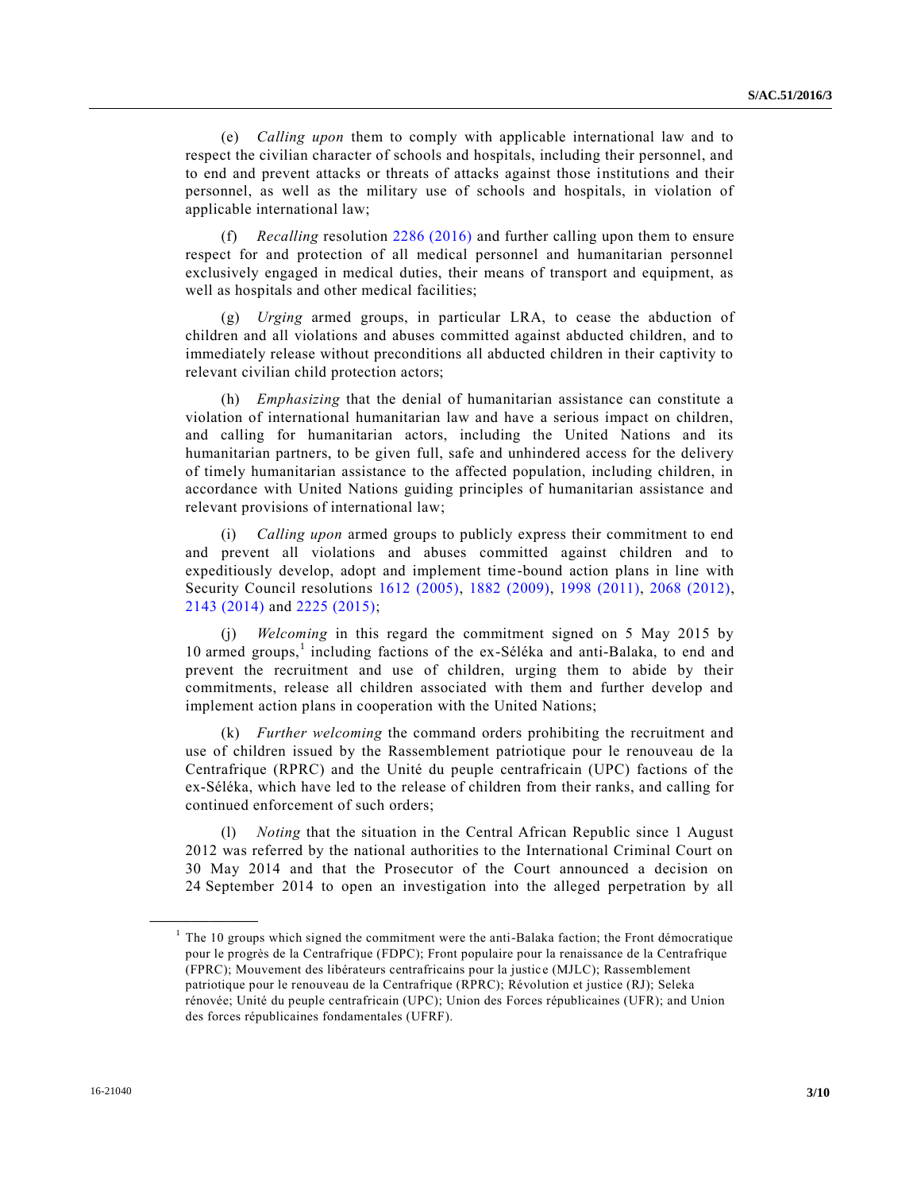(e) *Calling upon* them to comply with applicable international law and to respect the civilian character of schools and hospitals, including their personnel, and to end and prevent attacks or threats of attacks against those institutions and their personnel, as well as the military use of schools and hospitals, in violation of applicable international law;

(f) *Recalling* resolution 2286 (2016) and further calling upon them to ensure respect for and protection of all medical personnel and humanitarian personnel exclusively engaged in medical duties, their means of transport and equipment, as well as hospitals and other medical facilities;

(g) *Urging* armed groups, in particular LRA, to cease the abduction of children and all violations and abuses committed against abducted children, and to immediately release without preconditions all abducted children in their captivity to relevant civilian child protection actors;

(h) *Emphasizing* that the denial of humanitarian assistance can constitute a violation of international humanitarian law and have a serious impact on children, and calling for humanitarian actors, including the United Nations and its humanitarian partners, to be given full, safe and unhindered access for the delivery of timely humanitarian assistance to the affected population, including children, in accordance with United Nations guiding principles of humanitarian assistance and relevant provisions of international law;

(i) *Calling upon* armed groups to publicly express their commitment to end and prevent all violations and abuses committed against children and to expeditiously develop, adopt and implement time-bound action plans in line with Security Council resolutions 1612 (2005), 1882 (2009), 1998 (2011), 2068 (2012), 2143 (2014) and 2225 (2015);

(j) *Welcoming* in this regard the commitment signed on 5 May 2015 by 10 armed groups,[1] including factions of the ex-Séléka and anti-Balaka, to end and prevent the recruitment and use of children, urging them to abide by their commitments, release all children associated with them and further develop and implement action plans in cooperation with the United Nations;

(k) *Further welcoming* the command orders prohibiting the recruitment and use of children issued by the Rassemblement patriotique pour le renouveau de la Centrafrique (RPRC) and the Unité du peuple centrafricain (UPC) factions of the ex-Séléka, which have led to the release of children from their ranks, and calling for continued enforcement of such orders;

(l) *Noting* that the situation in the Central African Republic since 1 August 2012 was referred by the national authorities to the International Criminal Court on 30 May 2014 and that the Prosecutor of the Court announced a decision on 24 September 2014 to open an investigation into the alleged perpetration by all

---

[1] The 10 groups which signed the commitment were the anti-Balaka faction; the Front démocratique pour le progrès de la Centrafrique (FDPC); Front populaire pour la renaissance de la Centrafrique (FPRC); Mouvement des libérateurs centrafricains pour la justice (MJLC); Rassemblement patriotique pour le renouveau de la Centrafrique (RPRC); Révolution et justice (RJ); Seleka rénovée; Unité du peuple centrafricain (UPC); Union des Forces républicaines (UFR); and Union des forces républicaines fondamentales (UFRF).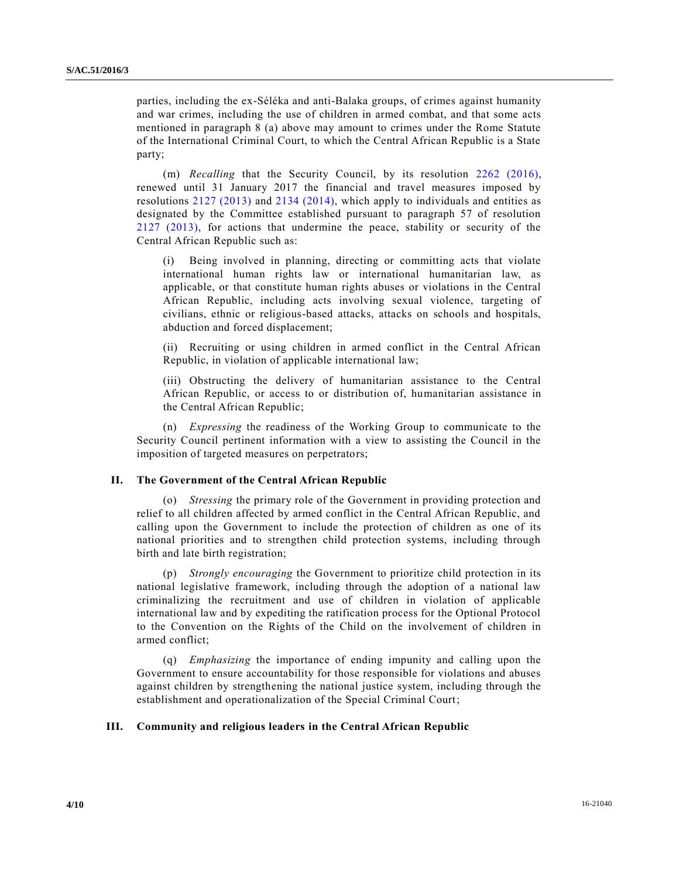parties, including the ex-Séléka and anti-Balaka groups, of crimes against humanity and war crimes, including the use of children in armed combat, and that some acts mentioned in paragraph 8 (a) above may amount to crimes under the Rome Statute of the International Criminal Court, to which the Central African Republic is a State party;

(m) *Recalling* that the Security Council, by its resolution 2262 (2016), renewed until 31 January 2017 the financial and travel measures imposed by resolutions 2127 (2013) and 2134 (2014), which apply to individuals and entities as designated by the Committee established pursuant to paragraph 57 of resolution 2127 (2013), for actions that undermine the peace, stability or security of the Central African Republic such as:

(i) Being involved in planning, directing or committing acts that violate international human rights law or international humanitarian law, as applicable, or that constitute human rights abuses or violations in the Central African Republic, including acts involving sexual violence, targeting of civilians, ethnic or religious-based attacks, attacks on schools and hospitals, abduction and forced displacement;

(ii) Recruiting or using children in armed conflict in the Central African Republic, in violation of applicable international law;

(iii) Obstructing the delivery of humanitarian assistance to the Central African Republic, or access to or distribution of, humanitarian assistance in the Central African Republic;

(n) *Expressing* the readiness of the Working Group to communicate to the Security Council pertinent information with a view to assisting the Council in the imposition of targeted measures on perpetrators;

## II. The Government of the Central African Republic

(o) *Stressing* the primary role of the Government in providing protection and relief to all children affected by armed conflict in the Central African Republic, and calling upon the Government to include the protection of children as one of its national priorities and to strengthen child protection systems, including through birth and late birth registration;

(p) *Strongly encouraging* the Government to prioritize child protection in its national legislative framework, including through the adoption of a national law criminalizing the recruitment and use of children in violation of applicable international law and by expediting the ratification process for the Optional Protocol to the Convention on the Rights of the Child on the involvement of children in armed conflict;

(q) *Emphasizing* the importance of ending impunity and calling upon the Government to ensure accountability for those responsible for violations and abuses against children by strengthening the national justice system, including through the establishment and operationalization of the Special Criminal Court;

## III. Community and religious leaders in the Central African Republic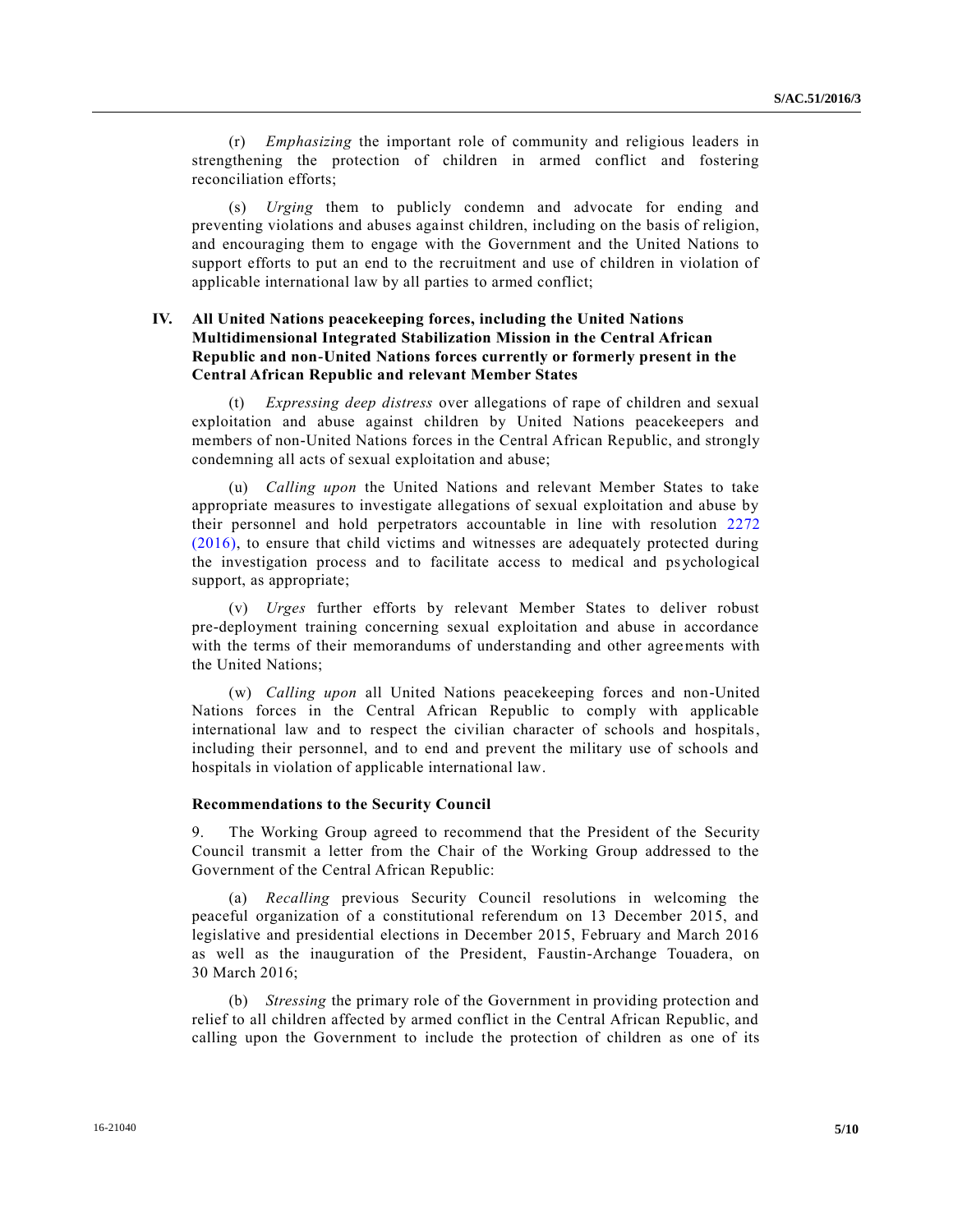(r) *Emphasizing* the important role of community and religious leaders in strengthening the protection of children in armed conflict and fostering reconciliation efforts;

(s) *Urging* them to publicly condemn and advocate for ending and preventing violations and abuses against children, including on the basis of religion, and encouraging them to engage with the Government and the United Nations to support efforts to put an end to the recruitment and use of children in violation of applicable international law by all parties to armed conflict;

### IV. All United Nations peacekeeping forces, including the United Nations Multidimensional Integrated Stabilization Mission in the Central African Republic and non-United Nations forces currently or formerly present in the Central African Republic and relevant Member States

(t) *Expressing deep distress* over allegations of rape of children and sexual exploitation and abuse against children by United Nations peacekeepers and members of non-United Nations forces in the Central African Republic, and strongly condemning all acts of sexual exploitation and abuse;

(u) *Calling upon* the United Nations and relevant Member States to take appropriate measures to investigate allegations of sexual exploitation and abuse by their personnel and hold perpetrators accountable in line with resolution 2272 (2016), to ensure that child victims and witnesses are adequately protected during the investigation process and to facilitate access to medical and psychological support, as appropriate;

(v) *Urges* further efforts by relevant Member States to deliver robust pre-deployment training concerning sexual exploitation and abuse in accordance with the terms of their memorandums of understanding and other agreements with the United Nations;

(w) *Calling upon* all United Nations peacekeeping forces and non-United Nations forces in the Central African Republic to comply with applicable international law and to respect the civilian character of schools and hospitals, including their personnel, and to end and prevent the military use of schools and hospitals in violation of applicable international law.

#### Recommendations to the Security Council

9. The Working Group agreed to recommend that the President of the Security Council transmit a letter from the Chair of the Working Group addressed to the Government of the Central African Republic:

(a) *Recalling* previous Security Council resolutions in welcoming the peaceful organization of a constitutional referendum on 13 December 2015, and legislative and presidential elections in December 2015, February and March 2016 as well as the inauguration of the President, Faustin-Archange Touadera, on 30 March 2016;

(b) *Stressing* the primary role of the Government in providing protection and relief to all children affected by armed conflict in the Central African Republic, and calling upon the Government to include the protection of children as one of its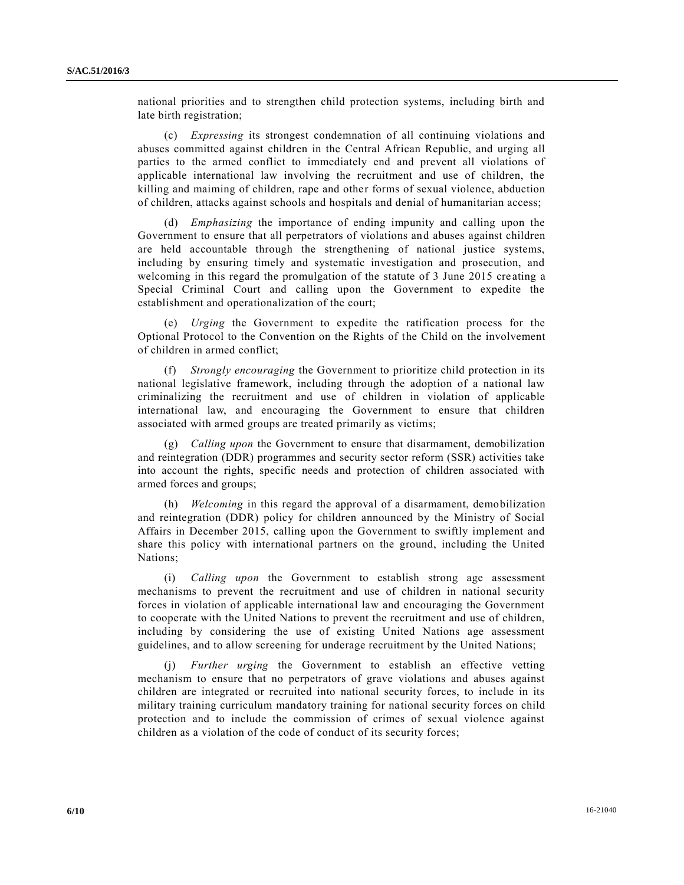national priorities and to strengthen child protection systems, including birth and late birth registration;

(c) *Expressing* its strongest condemnation of all continuing violations and abuses committed against children in the Central African Republic, and urging all parties to the armed conflict to immediately end and prevent all violations of applicable international law involving the recruitment and use of children, the killing and maiming of children, rape and other forms of sexual violence, abduction of children, attacks against schools and hospitals and denial of humanitarian access;

(d) *Emphasizing* the importance of ending impunity and calling upon the Government to ensure that all perpetrators of violations and abuses against children are held accountable through the strengthening of national justice systems, including by ensuring timely and systematic investigation and prosecution, and welcoming in this regard the promulgation of the statute of 3 June 2015 creating a Special Criminal Court and calling upon the Government to expedite the establishment and operationalization of the court;

(e) *Urging* the Government to expedite the ratification process for the Optional Protocol to the Convention on the Rights of the Child on the involvement of children in armed conflict;

(f) *Strongly encouraging* the Government to prioritize child protection in its national legislative framework, including through the adoption of a national law criminalizing the recruitment and use of children in violation of applicable international law, and encouraging the Government to ensure that children associated with armed groups are treated primarily as victims;

(g) *Calling upon* the Government to ensure that disarmament, demobilization and reintegration (DDR) programmes and security sector reform (SSR) activities take into account the rights, specific needs and protection of children associated with armed forces and groups;

(h) *Welcoming* in this regard the approval of a disarmament, demobilization and reintegration (DDR) policy for children announced by the Ministry of Social Affairs in December 2015, calling upon the Government to swiftly implement and share this policy with international partners on the ground, including the United Nations;

(i) *Calling upon* the Government to establish strong age assessment mechanisms to prevent the recruitment and use of children in national security forces in violation of applicable international law and encouraging the Government to cooperate with the United Nations to prevent the recruitment and use of children, including by considering the use of existing United Nations age assessment guidelines, and to allow screening for underage recruitment by the United Nations;

(j) *Further urging* the Government to establish an effective vetting mechanism to ensure that no perpetrators of grave violations and abuses against children are integrated or recruited into national security forces, to include in its military training curriculum mandatory training for national security forces on child protection and to include the commission of crimes of sexual violence against children as a violation of the code of conduct of its security forces;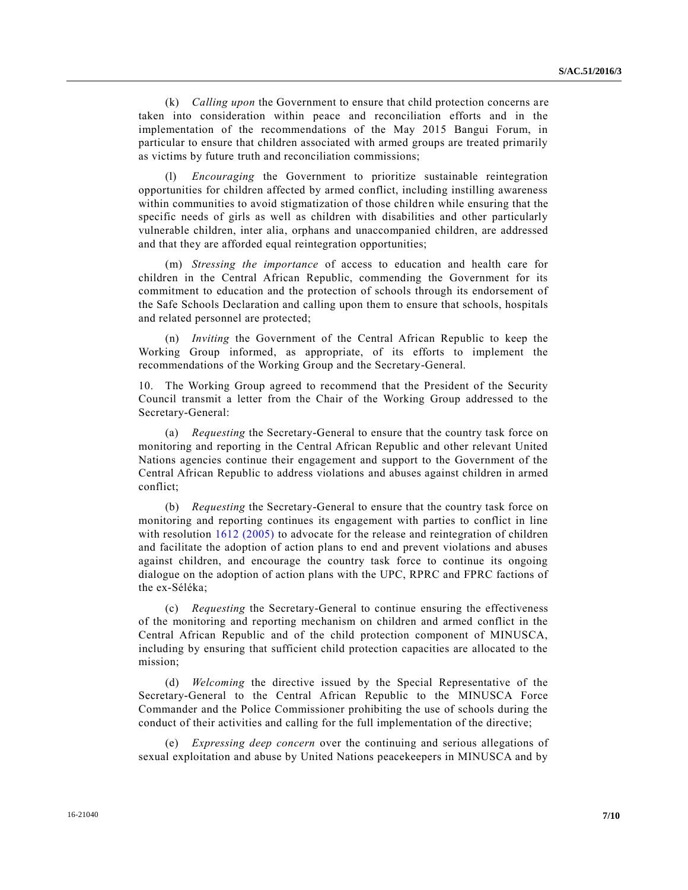(k) *Calling upon* the Government to ensure that child protection concerns are taken into consideration within peace and reconciliation efforts and in the implementation of the recommendations of the May 2015 Bangui Forum, in particular to ensure that children associated with armed groups are treated primarily as victims by future truth and reconciliation commissions;

(l) *Encouraging* the Government to prioritize sustainable reintegration opportunities for children affected by armed conflict, including instilling awareness within communities to avoid stigmatization of those children while ensuring that the specific needs of girls as well as children with disabilities and other particularly vulnerable children, inter alia, orphans and unaccompanied children, are addressed and that they are afforded equal reintegration opportunities;

(m) *Stressing the importance* of access to education and health care for children in the Central African Republic, commending the Government for its commitment to education and the protection of schools through its endorsement of the Safe Schools Declaration and calling upon them to ensure that schools, hospitals and related personnel are protected;

(n) *Inviting* the Government of the Central African Republic to keep the Working Group informed, as appropriate, of its efforts to implement the recommendations of the Working Group and the Secretary-General.

10. The Working Group agreed to recommend that the President of the Security Council transmit a letter from the Chair of the Working Group addressed to the Secretary-General:

(a) *Requesting* the Secretary-General to ensure that the country task force on monitoring and reporting in the Central African Republic and other relevant United Nations agencies continue their engagement and support to the Government of the Central African Republic to address violations and abuses against children in armed conflict;

(b) *Requesting* the Secretary-General to ensure that the country task force on monitoring and reporting continues its engagement with parties to conflict in line with resolution 1612 (2005) to advocate for the release and reintegration of children and facilitate the adoption of action plans to end and prevent violations and abuses against children, and encourage the country task force to continue its ongoing dialogue on the adoption of action plans with the UPC, RPRC and FPRC factions of the ex-Séléka;

(c) *Requesting* the Secretary-General to continue ensuring the effectiveness of the monitoring and reporting mechanism on children and armed conflict in the Central African Republic and of the child protection component of MINUSCA, including by ensuring that sufficient child protection capacities are allocated to the mission;

(d) *Welcoming* the directive issued by the Special Representative of the Secretary-General to the Central African Republic to the MINUSCA Force Commander and the Police Commissioner prohibiting the use of schools during the conduct of their activities and calling for the full implementation of the directive;

(e) *Expressing deep concern* over the continuing and serious allegations of sexual exploitation and abuse by United Nations peacekeepers in MINUSCA and by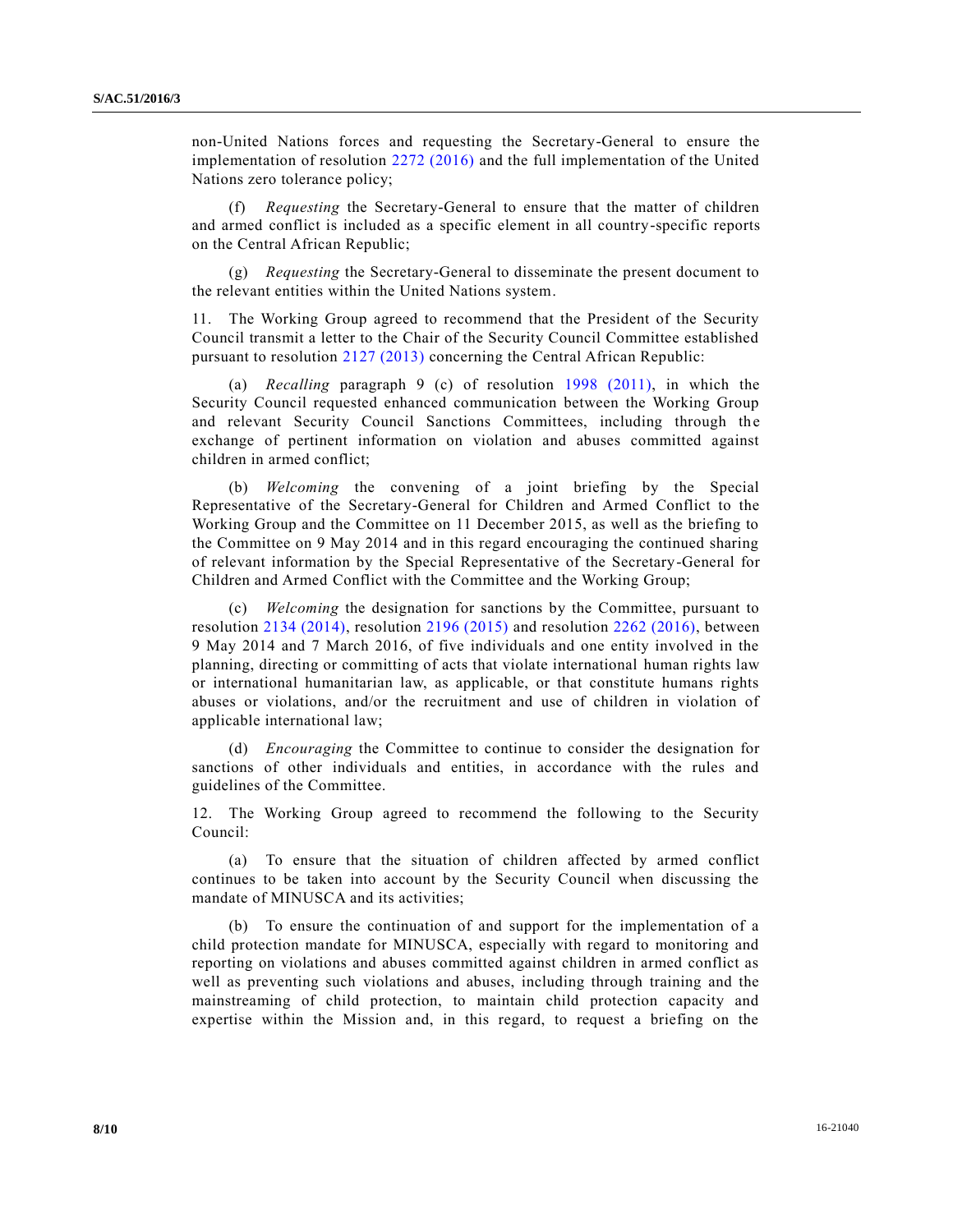non-United Nations forces and requesting the Secretary-General to ensure the implementation of resolution 2272 (2016) and the full implementation of the United Nations zero tolerance policy;

(f) *Requesting* the Secretary-General to ensure that the matter of children and armed conflict is included as a specific element in all country-specific reports on the Central African Republic;

(g) *Requesting* the Secretary-General to disseminate the present document to the relevant entities within the United Nations system.

11. The Working Group agreed to recommend that the President of the Security Council transmit a letter to the Chair of the Security Council Committee established pursuant to resolution 2127 (2013) concerning the Central African Republic:

(a) *Recalling* paragraph 9 (c) of resolution 1998 (2011), in which the Security Council requested enhanced communication between the Working Group and relevant Security Council Sanctions Committees, including through the exchange of pertinent information on violation and abuses committed against children in armed conflict;

(b) *Welcoming* the convening of a joint briefing by the Special Representative of the Secretary-General for Children and Armed Conflict to the Working Group and the Committee on 11 December 2015, as well as the briefing to the Committee on 9 May 2014 and in this regard encouraging the continued sharing of relevant information by the Special Representative of the Secretary-General for Children and Armed Conflict with the Committee and the Working Group;

(c) *Welcoming* the designation for sanctions by the Committee, pursuant to resolution 2134 (2014), resolution 2196 (2015) and resolution 2262 (2016), between 9 May 2014 and 7 March 2016, of five individuals and one entity involved in the planning, directing or committing of acts that violate international human rights law or international humanitarian law, as applicable, or that constitute humans rights abuses or violations, and/or the recruitment and use of children in violation of applicable international law;

(d) *Encouraging* the Committee to continue to consider the designation for sanctions of other individuals and entities, in accordance with the rules and guidelines of the Committee.

12. The Working Group agreed to recommend the following to the Security Council:

(a) To ensure that the situation of children affected by armed conflict continues to be taken into account by the Security Council when discussing the mandate of MINUSCA and its activities;

(b) To ensure the continuation of and support for the implementation of a child protection mandate for MINUSCA, especially with regard to monitoring and reporting on violations and abuses committed against children in armed conflict as well as preventing such violations and abuses, including through training and the mainstreaming of child protection, to maintain child protection capacity and expertise within the Mission and, in this regard, to request a briefing on the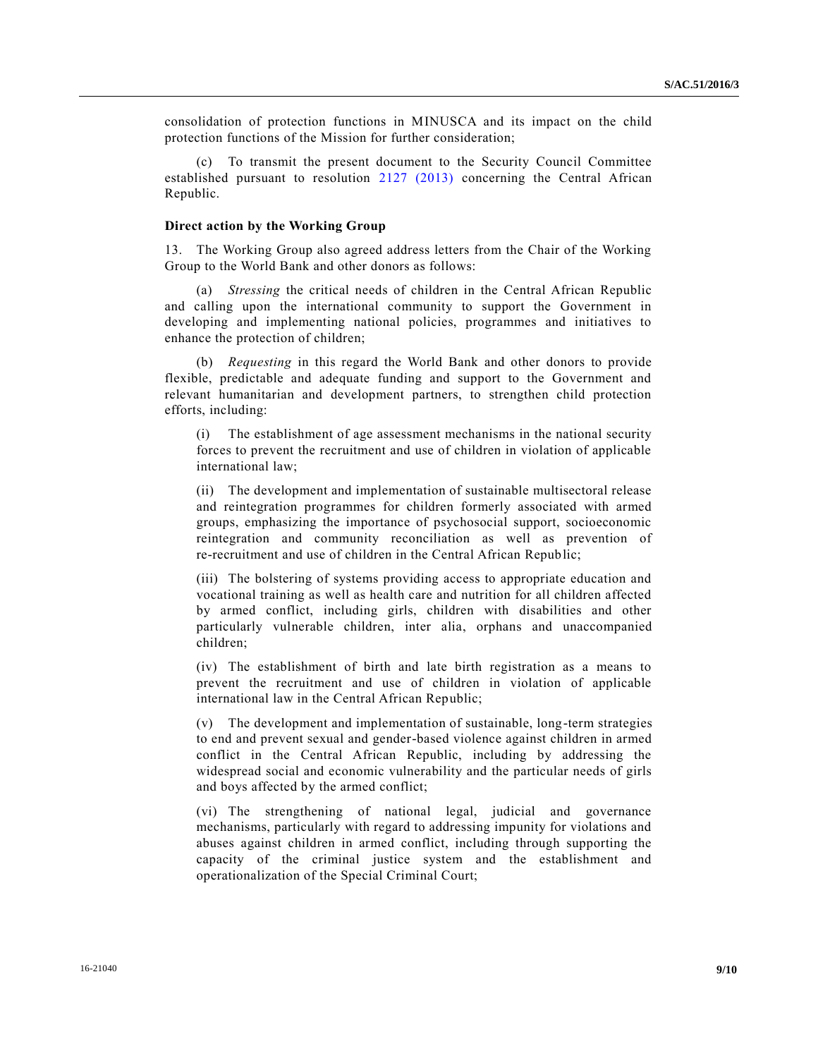consolidation of protection functions in MINUSCA and its impact on the child protection functions of the Mission for further consideration;

(c) To transmit the present document to the Security Council Committee established pursuant to resolution 2127 (2013) concerning the Central African Republic.

**Direct action by the Working Group**

13. The Working Group also agreed address letters from the Chair of the Working Group to the World Bank and other donors as follows:

(a) *Stressing* the critical needs of children in the Central African Republic and calling upon the international community to support the Government in developing and implementing national policies, programmes and initiatives to enhance the protection of children;

(b) *Requesting* in this regard the World Bank and other donors to provide flexible, predictable and adequate funding and support to the Government and relevant humanitarian and development partners, to strengthen child protection efforts, including:

(i) The establishment of age assessment mechanisms in the national security forces to prevent the recruitment and use of children in violation of applicable international law;

(ii) The development and implementation of sustainable multisectoral release and reintegration programmes for children formerly associated with armed groups, emphasizing the importance of psychosocial support, socioeconomic reintegration and community reconciliation as well as prevention of re-recruitment and use of children in the Central African Republic;

(iii) The bolstering of systems providing access to appropriate education and vocational training as well as health care and nutrition for all children affected by armed conflict, including girls, children with disabilities and other particularly vulnerable children, inter alia, orphans and unaccompanied children;

(iv) The establishment of birth and late birth registration as a means to prevent the recruitment and use of children in violation of applicable international law in the Central African Republic;

(v) The development and implementation of sustainable, long-term strategies to end and prevent sexual and gender-based violence against children in armed conflict in the Central African Republic, including by addressing the widespread social and economic vulnerability and the particular needs of girls and boys affected by the armed conflict;

(vi) The strengthening of national legal, judicial and governance mechanisms, particularly with regard to addressing impunity for violations and abuses against children in armed conflict, including through supporting the capacity of the criminal justice system and the establishment and operationalization of the Special Criminal Court;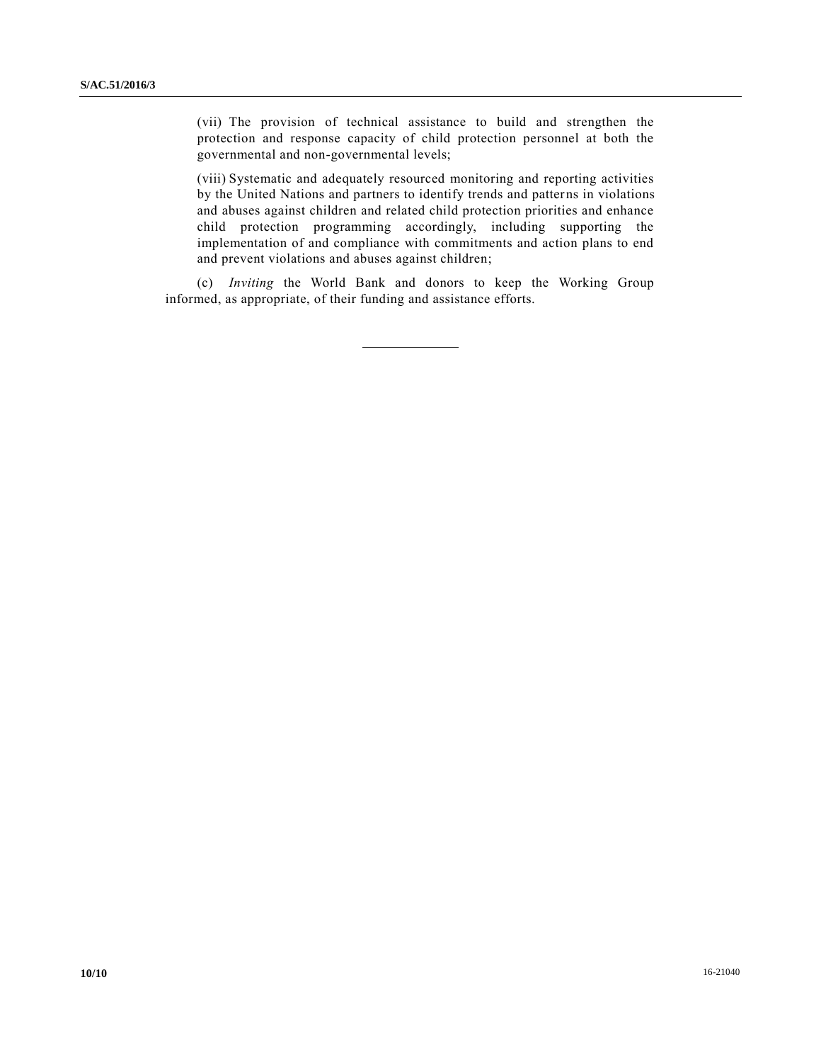(vii) The provision of technical assistance to build and strengthen the protection and response capacity of child protection personnel at both the governmental and non-governmental levels;

(viii) Systematic and adequately resourced monitoring and reporting activities by the United Nations and partners to identify trends and patterns in violations and abuses against children and related child protection priorities and enhance child protection programming accordingly, including supporting the implementation of and compliance with commitments and action plans to end and prevent violations and abuses against children;

(c) *Inviting* the World Bank and donors to keep the Working Group informed, as appropriate, of their funding and assistance efforts.